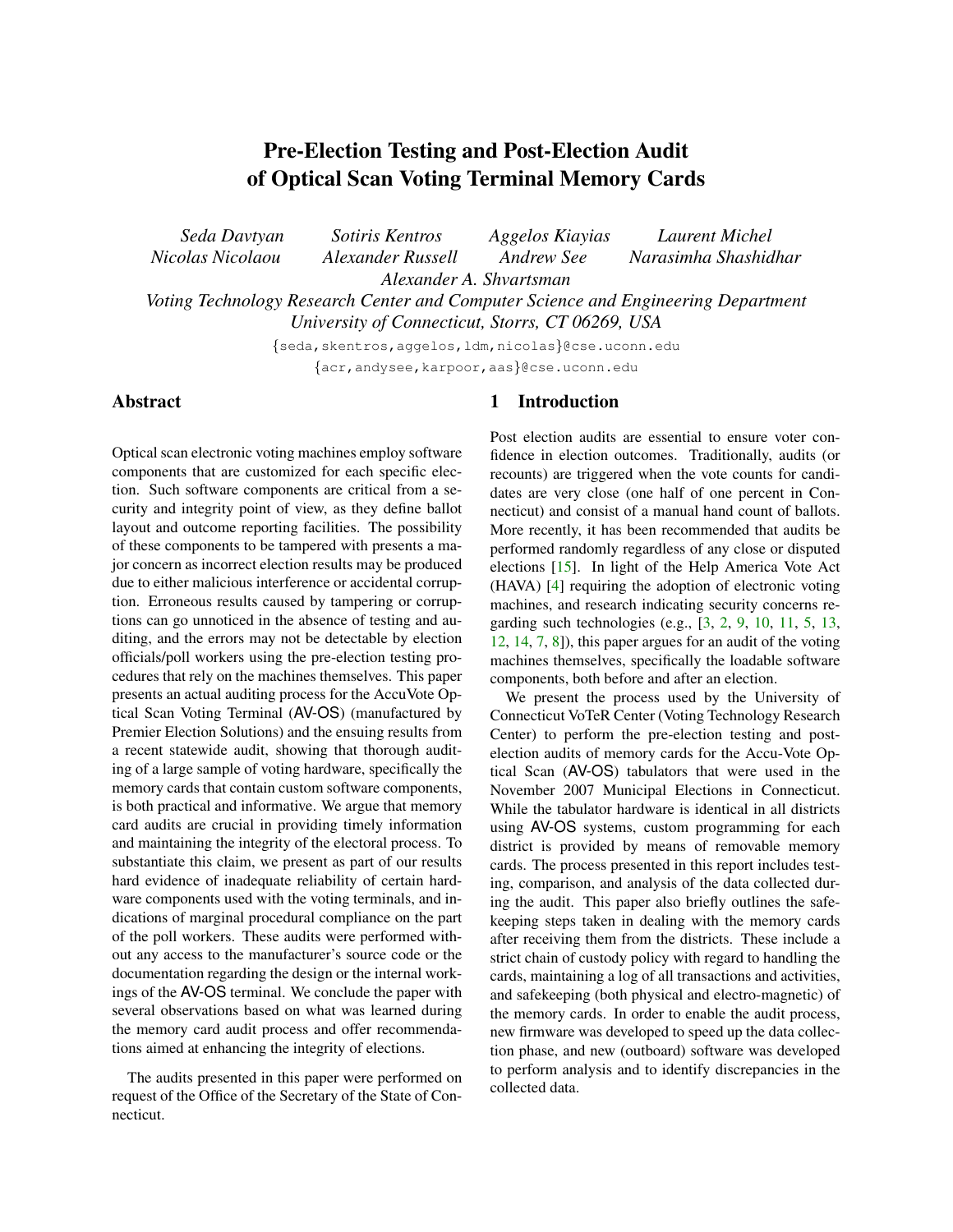# Pre-Election Testing and Post-Election Audit of Optical Scan Voting Terminal Memory Cards

*Seda Davtyan* *Sotiris Kentros* *Aggelos Kiayias* *Laurent Michel*
*Nicolas Nicolaou* *Alexander Russell* *Andrew See* *Narasimha Shashidhar*
*Alexander A. Shvartsman*

*Voting Technology Research Center and Computer Science and Engineering Department*
*University of Connecticut, Storrs, CT 06269, USA*

{seda,skentros,aggelos,ldm,nicolas}@cse.uconn.edu
{acr,andysee,karpoor,aas}@cse.uconn.edu

## Abstract

Optical scan electronic voting machines employ software components that are customized for each specific election. Such software components are critical from a security and integrity point of view, as they define ballot layout and outcome reporting facilities. The possibility of these components to be tampered with presents a major concern as incorrect election results may be produced due to either malicious interference or accidental corruption. Erroneous results caused by tampering or corruptions can go unnoticed in the absence of testing and auditing, and the errors may not be detectable by election officials/poll workers using the pre-election testing procedures that rely on the machines themselves. This paper presents an actual auditing process for the AccuVote Optical Scan Voting Terminal (AV-OS) (manufactured by Premier Election Solutions) and the ensuing results from a recent statewide audit, showing that thorough auditing of a large sample of voting hardware, specifically the memory cards that contain custom software components, is both practical and informative. We argue that memory card audits are crucial in providing timely information and maintaining the integrity of the electoral process. To substantiate this claim, we present as part of our results hard evidence of inadequate reliability of certain hardware components used with the voting terminals, and indications of marginal procedural compliance on the part of the poll workers. These audits were performed without any access to the manufacturer's source code or the documentation regarding the design or the internal workings of the AV-OS terminal. We conclude the paper with several observations based on what was learned during the memory card audit process and offer recommendations aimed at enhancing the integrity of elections.

The audits presented in this paper were performed on request of the Office of the Secretary of the State of Connecticut.

## 1 Introduction

Post election audits are essential to ensure voter confidence in election outcomes. Traditionally, audits (or recounts) are triggered when the vote counts for candidates are very close (one half of one percent in Connecticut) and consist of a manual hand count of ballots. More recently, it has been recommended that audits be performed randomly regardless of any close or disputed elections [15]. In light of the Help America Vote Act (HAVA) [4] requiring the adoption of electronic voting machines, and research indicating security concerns regarding such technologies (e.g., [3, 2, 9, 10, 11, 5, 13, 12, 14, 7, 8]), this paper argues for an audit of the voting machines themselves, specifically the loadable software components, both before and after an election.

We present the process used by the University of Connecticut VoTeR Center (Voting Technology Research Center) to perform the pre-election testing and post-election audits of memory cards for the Accu-Vote Optical Scan (AV-OS) tabulators that were used in the November 2007 Municipal Elections in Connecticut. While the tabulator hardware is identical in all districts using AV-OS systems, custom programming for each district is provided by means of removable memory cards. The process presented in this report includes testing, comparison, and analysis of the data collected during the audit. This paper also briefly outlines the safekeeping steps taken in dealing with the memory cards after receiving them from the districts. These include a strict chain of custody policy with regard to handling the cards, maintaining a log of all transactions and activities, and safekeeping (both physical and electro-magnetic) of the memory cards. In order to enable the audit process, new firmware was developed to speed up the data collection phase, and new (outboard) software was developed to perform analysis and to identify discrepancies in the collected data.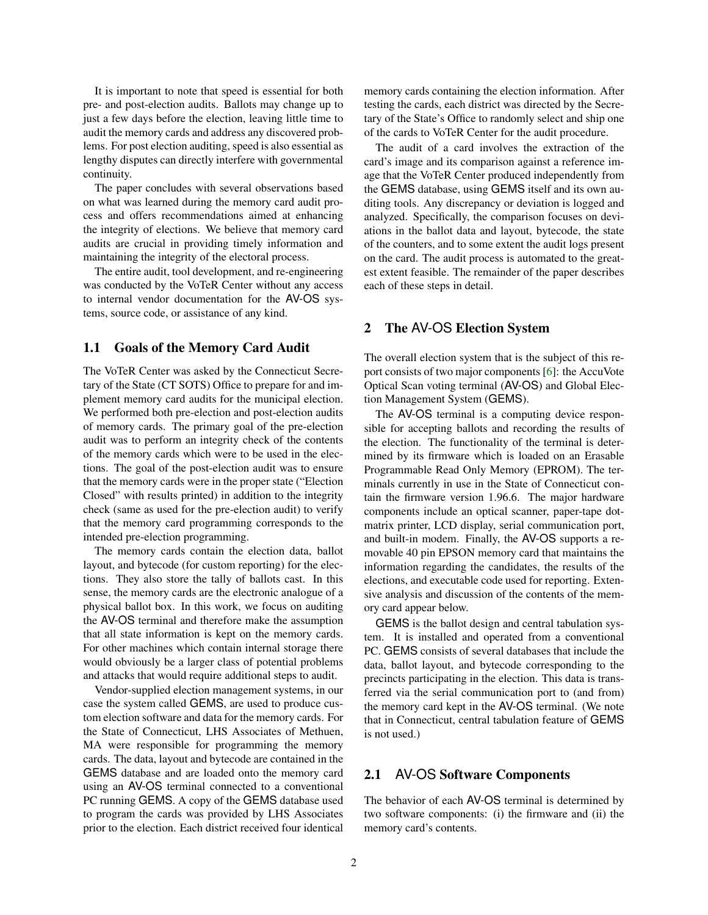It is important to note that speed is essential for both pre- and post-election audits. Ballots may change up to just a few days before the election, leaving little time to audit the memory cards and address any discovered problems. For post election auditing, speed is also essential as lengthy disputes can directly interfere with governmental continuity.

The paper concludes with several observations based on what was learned during the memory card audit process and offers recommendations aimed at enhancing the integrity of elections. We believe that memory card audits are crucial in providing timely information and maintaining the integrity of the electoral process.

The entire audit, tool development, and re-engineering was conducted by the VoTeR Center without any access to internal vendor documentation for the AV-OS systems, source code, or assistance of any kind.

## 1.1 Goals of the Memory Card Audit

The VoTeR Center was asked by the Connecticut Secretary of the State (CT SOTS) Office to prepare for and implement memory card audits for the municipal election. We performed both pre-election and post-election audits of memory cards. The primary goal of the pre-election audit was to perform an integrity check of the contents of the memory cards which were to be used in the elections. The goal of the post-election audit was to ensure that the memory cards were in the proper state ("Election Closed" with results printed) in addition to the integrity check (same as used for the pre-election audit) to verify that the memory card programming corresponds to the intended pre-election programming.

The memory cards contain the election data, ballot layout, and bytecode (for custom reporting) for the elections. They also store the tally of ballots cast. In this sense, the memory cards are the electronic analogue of a physical ballot box. In this work, we focus on auditing the AV-OS terminal and therefore make the assumption that all state information is kept on the memory cards. For other machines which contain internal storage there would obviously be a larger class of potential problems and attacks that would require additional steps to audit.

Vendor-supplied election management systems, in our case the system called GEMS, are used to produce custom election software and data for the memory cards. For the State of Connecticut, LHS Associates of Methuen, MA were responsible for programming the memory cards. The data, layout and bytecode are contained in the GEMS database and are loaded onto the memory card using an AV-OS terminal connected to a conventional PC running GEMS. A copy of the GEMS database used to program the cards was provided by LHS Associates prior to the election. Each district received four identical memory cards containing the election information. After testing the cards, each district was directed by the Secretary of the State's Office to randomly select and ship one of the cards to VoTeR Center for the audit procedure.

The audit of a card involves the extraction of the card's image and its comparison against a reference image that the VoTeR Center produced independently from the GEMS database, using GEMS itself and its own auditing tools. Any discrepancy or deviation is logged and analyzed. Specifically, the comparison focuses on deviations in the ballot data and layout, bytecode, the state of the counters, and to some extent the audit logs present on the card. The audit process is automated to the greatest extent feasible. The remainder of the paper describes each of these steps in detail.

# 2 The AV-OS Election System

The overall election system that is the subject of this report consists of two major components [6]: the AccuVote Optical Scan voting terminal (AV-OS) and Global Election Management System (GEMS).

The AV-OS terminal is a computing device responsible for accepting ballots and recording the results of the election. The functionality of the terminal is determined by its firmware which is loaded on an Erasable Programmable Read Only Memory (EPROM). The terminals currently in use in the State of Connecticut contain the firmware version 1.96.6. The major hardware components include an optical scanner, paper-tape dot-matrix printer, LCD display, serial communication port, and built-in modem. Finally, the AV-OS supports a removable 40 pin EPSON memory card that maintains the information regarding the candidates, the results of the elections, and executable code used for reporting. Extensive analysis and discussion of the contents of the memory card appear below.

GEMS is the ballot design and central tabulation system. It is installed and operated from a conventional PC. GEMS consists of several databases that include the data, ballot layout, and bytecode corresponding to the precincts participating in the election. This data is transferred via the serial communication port to (and from) the memory card kept in the AV-OS terminal. (We note that in Connecticut, central tabulation feature of GEMS is not used.)

## 2.1 AV-OS Software Components

The behavior of each AV-OS terminal is determined by two software components: (i) the firmware and (ii) the memory card's contents.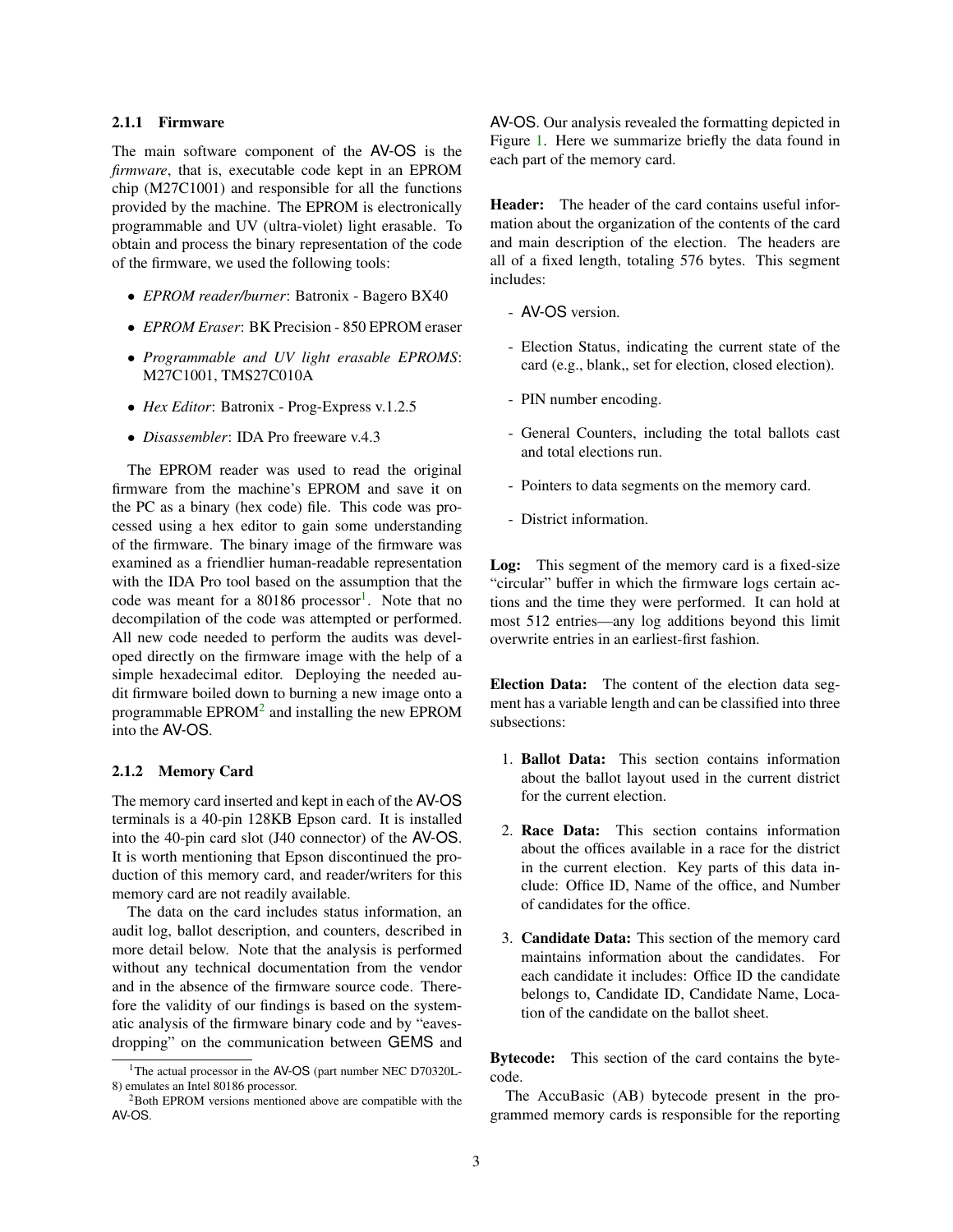### 2.1.1 Firmware

The main software component of the AV-OS is the *firmware*, that is, executable code kept in an EPROM chip (M27C1001) and responsible for all the functions provided by the machine. The EPROM is electronically programmable and UV (ultra-violet) light erasable. To obtain and process the binary representation of the code of the firmware, we used the following tools:

- *EPROM reader/burner*: Batronix - Bagero BX40
- *EPROM Eraser*: BK Precision - 850 EPROM eraser
- *Programmable and UV light erasable EPROMS*: M27C1001, TMS27C010A
- *Hex Editor*: Batronix - Prog-Express v.1.2.5
- *Disassembler*: IDA Pro freeware v.4.3

The EPROM reader was used to read the original firmware from the machine's EPROM and save it on the PC as a binary (hex code) file. This code was processed using a hex editor to gain some understanding of the firmware. The binary image of the firmware was examined as a friendlier human-readable representation with the IDA Pro tool based on the assumption that the code was meant for a 80186 processor[1]. Note that no decompilation of the code was attempted or performed. All new code needed to perform the audits was developed directly on the firmware image with the help of a simple hexadecimal editor. Deploying the needed audit firmware boiled down to burning a new image onto a programmable EPROM[2] and installing the new EPROM into the AV-OS.

### 2.1.2 Memory Card

The memory card inserted and kept in each of the AV-OS terminals is a 40-pin 128KB Epson card. It is installed into the 40-pin card slot (J40 connector) of the AV-OS. It is worth mentioning that Epson discontinued the production of this memory card, and reader/writers for this memory card are not readily available.

The data on the card includes status information, an audit log, ballot description, and counters, described in more detail below. Note that the analysis is performed without any technical documentation from the vendor and in the absence of the firmware source code. Therefore the validity of our findings is based on the systematic analysis of the firmware binary code and by "eavesdropping" on the communication between GEMS and AV-OS. Our analysis revealed the formatting depicted in Figure 1. Here we summarize briefly the data found in each part of the memory card.

**Header:** The header of the card contains useful information about the organization of the contents of the card and main description of the election. The headers are all of a fixed length, totaling 576 bytes. This segment includes:

- AV-OS version.
- Election Status, indicating the current state of the card (e.g., blank,, set for election, closed election).
- PIN number encoding.
- General Counters, including the total ballots cast and total elections run.
- Pointers to data segments on the memory card.
- District information.

**Log:** This segment of the memory card is a fixed-size "circular" buffer in which the firmware logs certain actions and the time they were performed. It can hold at most 512 entries—any log additions beyond this limit overwrite entries in an earliest-first fashion.

**Election Data:** The content of the election data segment has a variable length and can be classified into three subsections:

1. **Ballot Data:** This section contains information about the ballot layout used in the current district for the current election.
2. **Race Data:** This section contains information about the offices available in a race for the district in the current election. Key parts of this data include: Office ID, Name of the office, and Number of candidates for the office.
3. **Candidate Data:** This section of the memory card maintains information about the candidates. For each candidate it includes: Office ID the candidate belongs to, Candidate ID, Candidate Name, Location of the candidate on the ballot sheet.

**Bytecode:** This section of the card contains the bytecode.

The AccuBasic (AB) bytecode present in the programmed memory cards is responsible for the reporting

[1] The actual processor in the AV-OS (part number NEC D70320L-8) emulates an Intel 80186 processor.

[2] Both EPROM versions mentioned above are compatible with the AV-OS.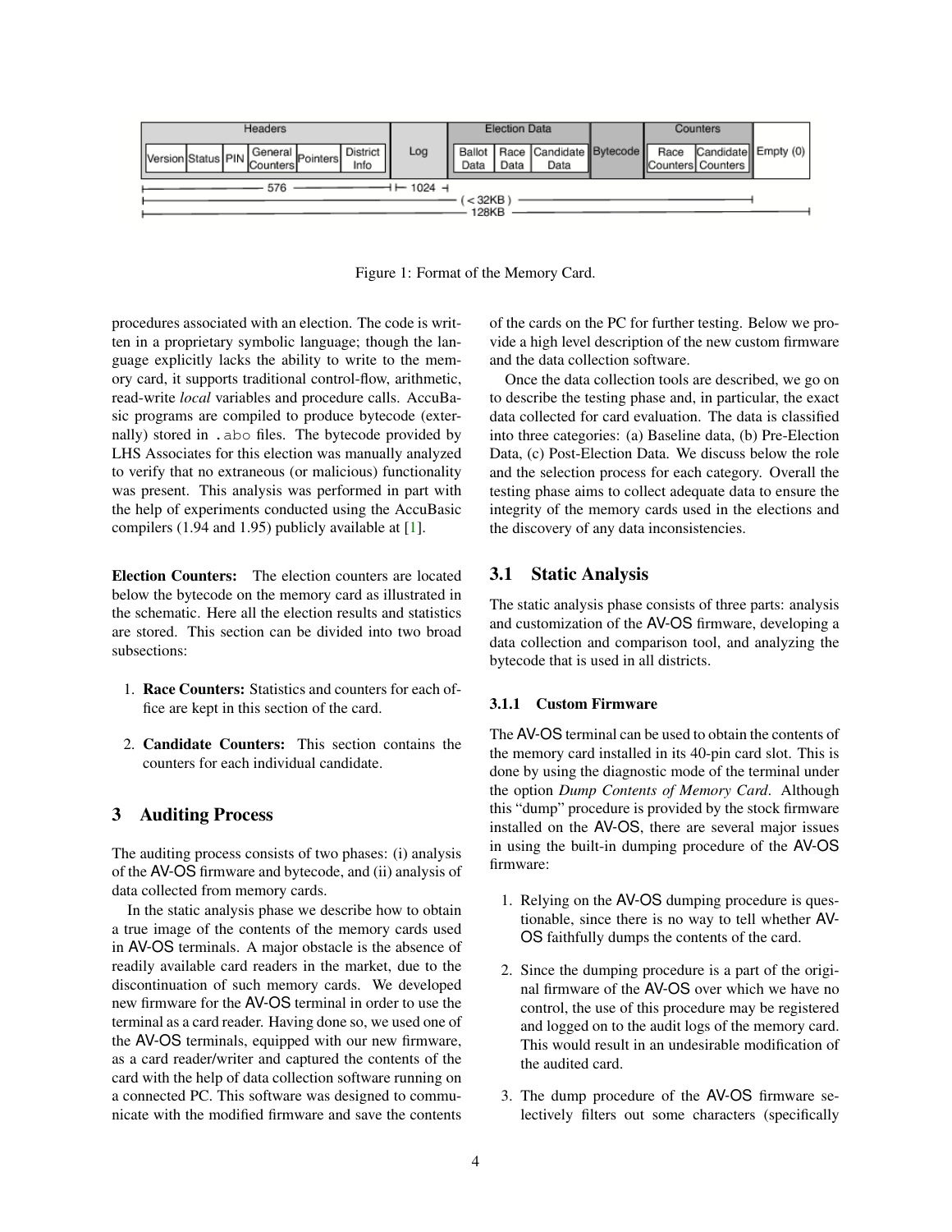| Headers | | | | | | Log | Election Data | | | Bytecode | Counters | | Empty (0) |
|---|---|---|---|---|---|---|---|---|---|---|---|---|---|
| Version | Status | PIN | General Counters | Pointers | District Info | | Ballot Data | Race Data | Candidate Data | | Race Counters | Candidate Counters | |

576 | 1024 | (< 32KB) | 128KB

Figure 1: Format of the Memory Card.

procedures associated with an election. The code is written in a proprietary symbolic language; though the language explicitly lacks the ability to write to the memory card, it supports traditional control-flow, arithmetic, read-write *local* variables and procedure calls. AccuBasic programs are compiled to produce bytecode (externally) stored in `.abo` files. The bytecode provided by LHS Associates for this election was manually analyzed to verify that no extraneous (or malicious) functionality was present. This analysis was performed in part with the help of experiments conducted using the AccuBasic compilers (1.94 and 1.95) publicly available at [1].

**Election Counters:** The election counters are located below the bytecode on the memory card as illustrated in the schematic. Here all the election results and statistics are stored. This section can be divided into two broad subsections:

1. **Race Counters:** Statistics and counters for each office are kept in this section of the card.
2. **Candidate Counters:** This section contains the counters for each individual candidate.

## 3 Auditing Process

The auditing process consists of two phases: (i) analysis of the AV-OS firmware and bytecode, and (ii) analysis of data collected from memory cards.

In the static analysis phase we describe how to obtain a true image of the contents of the memory cards used in AV-OS terminals. A major obstacle is the absence of readily available card readers in the market, due to the discontinuation of such memory cards. We developed new firmware for the AV-OS terminal in order to use the terminal as a card reader. Having done so, we used one of the AV-OS terminals, equipped with our new firmware, as a card reader/writer and captured the contents of the card with the help of data collection software running on a connected PC. This software was designed to communicate with the modified firmware and save the contents of the cards on the PC for further testing. Below we provide a high level description of the new custom firmware and the data collection software.

Once the data collection tools are described, we go on to describe the testing phase and, in particular, the exact data collected for card evaluation. The data is classified into three categories: (a) Baseline data, (b) Pre-Election Data, (c) Post-Election Data. We discuss below the role and the selection process for each category. Overall the testing phase aims to collect adequate data to ensure the integrity of the memory cards used in the elections and the discovery of any data inconsistencies.

### 3.1 Static Analysis

The static analysis phase consists of three parts: analysis and customization of the AV-OS firmware, developing a data collection and comparison tool, and analyzing the bytecode that is used in all districts.

#### 3.1.1 Custom Firmware

The AV-OS terminal can be used to obtain the contents of the memory card installed in its 40-pin card slot. This is done by using the diagnostic mode of the terminal under the option *Dump Contents of Memory Card*. Although this "dump" procedure is provided by the stock firmware installed on the AV-OS, there are several major issues in using the built-in dumping procedure of the AV-OS firmware:

1. Relying on the AV-OS dumping procedure is questionable, since there is no way to tell whether AV-OS faithfully dumps the contents of the card.
2. Since the dumping procedure is a part of the original firmware of the AV-OS over which we have no control, the use of this procedure may be registered and logged on to the audit logs of the memory card. This would result in an undesirable modification of the audited card.
3. The dump procedure of the AV-OS firmware selectively filters out some characters (specifically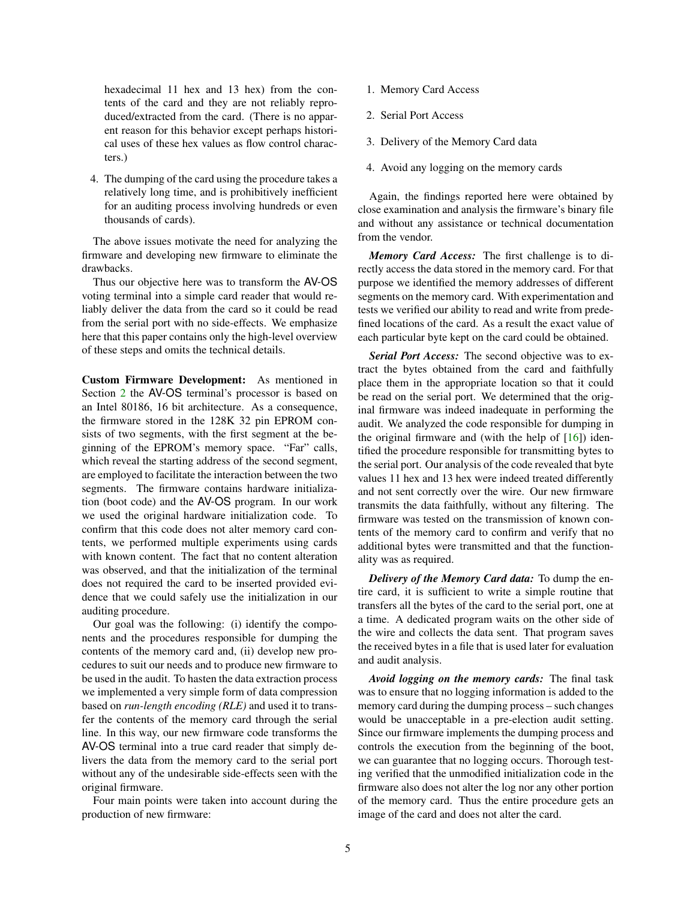hexadecimal 11 hex and 13 hex) from the contents of the card and they are not reliably reproduced/extracted from the card. (There is no apparent reason for this behavior except perhaps historical uses of these hex values as flow control characters.)

4. The dumping of the card using the procedure takes a relatively long time, and is prohibitively inefficient for an auditing process involving hundreds or even thousands of cards).

The above issues motivate the need for analyzing the firmware and developing new firmware to eliminate the drawbacks.

Thus our objective here was to transform the AV-OS voting terminal into a simple card reader that would reliably deliver the data from the card so it could be read from the serial port with no side-effects. We emphasize here that this paper contains only the high-level overview of these steps and omits the technical details.

**Custom Firmware Development:** As mentioned in Section 2 the AV-OS terminal's processor is based on an Intel 80186, 16 bit architecture. As a consequence, the firmware stored in the 128K 32 pin EPROM consists of two segments, with the first segment at the beginning of the EPROM's memory space. "Far" calls, which reveal the starting address of the second segment, are employed to facilitate the interaction between the two segments. The firmware contains hardware initialization (boot code) and the AV-OS program. In our work we used the original hardware initialization code. To confirm that this code does not alter memory card contents, we performed multiple experiments using cards with known content. The fact that no content alteration was observed, and that the initialization of the terminal does not required the card to be inserted provided evidence that we could safely use the initialization in our auditing procedure.

Our goal was the following: (i) identify the components and the procedures responsible for dumping the contents of the memory card and, (ii) develop new procedures to suit our needs and to produce new firmware to be used in the audit. To hasten the data extraction process we implemented a very simple form of data compression based on *run-length encoding (RLE)* and used it to transfer the contents of the memory card through the serial line. In this way, our new firmware code transforms the AV-OS terminal into a true card reader that simply delivers the data from the memory card to the serial port without any of the undesirable side-effects seen with the original firmware.

Four main points were taken into account during the production of new firmware:

1. Memory Card Access
2. Serial Port Access
3. Delivery of the Memory Card data
4. Avoid any logging on the memory cards

Again, the findings reported here were obtained by close examination and analysis the firmware's binary file and without any assistance or technical documentation from the vendor.

***Memory Card Access:*** The first challenge is to directly access the data stored in the memory card. For that purpose we identified the memory addresses of different segments on the memory card. With experimentation and tests we verified our ability to read and write from predefined locations of the card. As a result the exact value of each particular byte kept on the card could be obtained.

***Serial Port Access:*** The second objective was to extract the bytes obtained from the card and faithfully place them in the appropriate location so that it could be read on the serial port. We determined that the original firmware was indeed inadequate in performing the audit. We analyzed the code responsible for dumping in the original firmware and (with the help of [16]) identified the procedure responsible for transmitting bytes to the serial port. Our analysis of the code revealed that byte values 11 hex and 13 hex were indeed treated differently and not sent correctly over the wire. Our new firmware transmits the data faithfully, without any filtering. The firmware was tested on the transmission of known contents of the memory card to confirm and verify that no additional bytes were transmitted and that the functionality was as required.

***Delivery of the Memory Card data:*** To dump the entire card, it is sufficient to write a simple routine that transfers all the bytes of the card to the serial port, one at a time. A dedicated program waits on the other side of the wire and collects the data sent. That program saves the received bytes in a file that is used later for evaluation and audit analysis.

***Avoid logging on the memory cards:*** The final task was to ensure that no logging information is added to the memory card during the dumping process – such changes would be unacceptable in a pre-election audit setting. Since our firmware implements the dumping process and controls the execution from the beginning of the boot, we can guarantee that no logging occurs. Thorough testing verified that the unmodified initialization code in the firmware also does not alter the log nor any other portion of the memory card. Thus the entire procedure gets an image of the card and does not alter the card.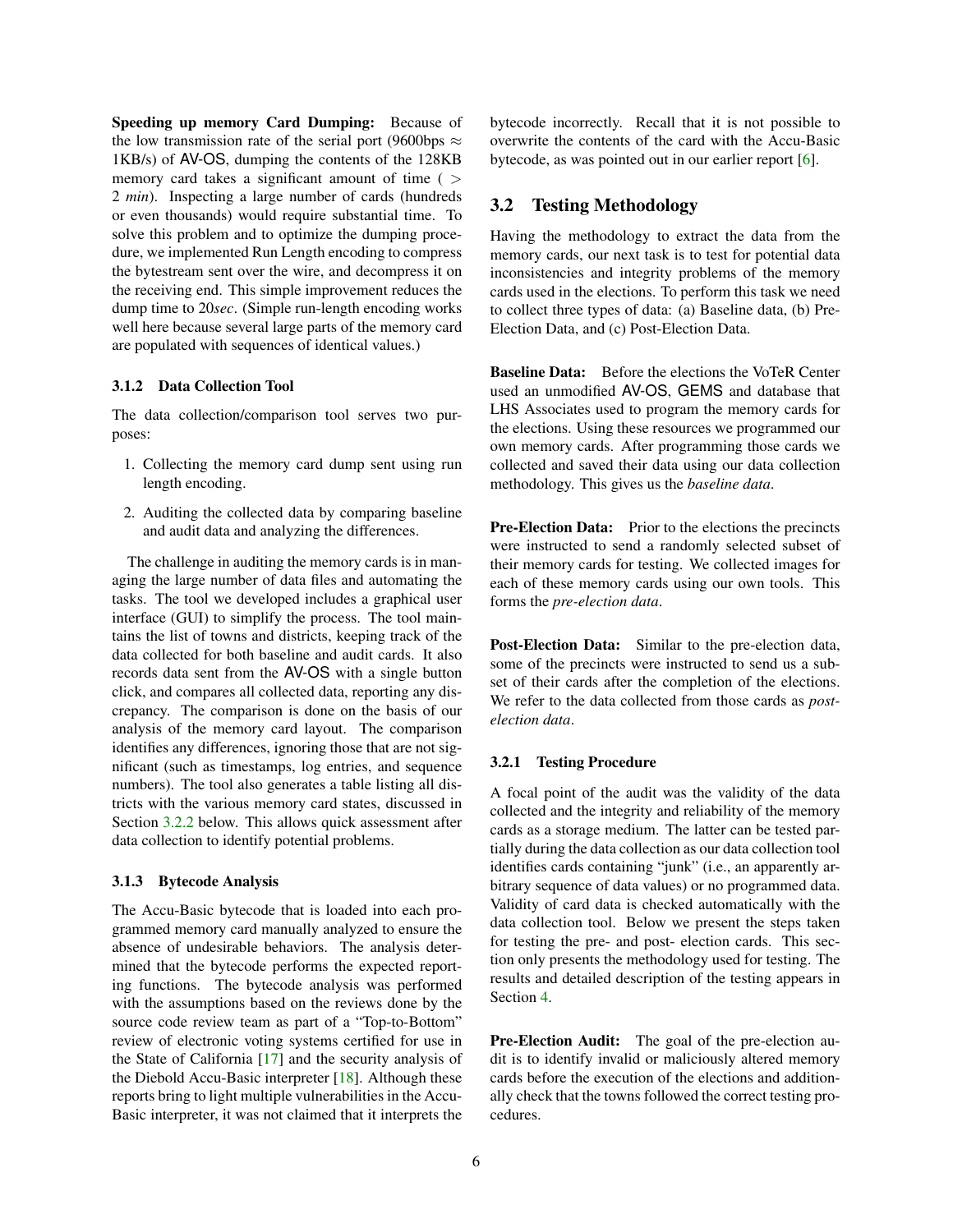**Speeding up memory Card Dumping:** Because of the low transmission rate of the serial port (9600bps $\approx$ 1KB/s) of AV-OS, dumping the contents of the 128KB memory card takes a significant amount of time ( $>$ 2 *min*). Inspecting a large number of cards (hundreds or even thousands) would require substantial time. To solve this problem and to optimize the dumping procedure, we implemented Run Length encoding to compress the bytestream sent over the wire, and decompress it on the receiving end. This simple improvement reduces the dump time to 20*sec*. (Simple run-length encoding works well here because several large parts of the memory card are populated with sequences of identical values.)

#### 3.1.2 Data Collection Tool

The data collection/comparison tool serves two purposes:

1. Collecting the memory card dump sent using run length encoding.
2. Auditing the collected data by comparing baseline and audit data and analyzing the differences.

The challenge in auditing the memory cards is in managing the large number of data files and automating the tasks. The tool we developed includes a graphical user interface (GUI) to simplify the process. The tool maintains the list of towns and districts, keeping track of the data collected for both baseline and audit cards. It also records data sent from the AV-OS with a single button click, and compares all collected data, reporting any discrepancy. The comparison is done on the basis of our analysis of the memory card layout. The comparison identifies any differences, ignoring those that are not significant (such as timestamps, log entries, and sequence numbers). The tool also generates a table listing all districts with the various memory card states, discussed in Section 3.2.2 below. This allows quick assessment after data collection to identify potential problems.

#### 3.1.3 Bytecode Analysis

The Accu-Basic bytecode that is loaded into each programmed memory card manually analyzed to ensure the absence of undesirable behaviors. The analysis determined that the bytecode performs the expected reporting functions. The bytecode analysis was performed with the assumptions based on the reviews done by the source code review team as part of a "Top-to-Bottom" review of electronic voting systems certified for use in the State of California [17] and the security analysis of the Diebold Accu-Basic interpreter [18]. Although these reports bring to light multiple vulnerabilities in the Accu-Basic interpreter, it was not claimed that it interprets the bytecode incorrectly. Recall that it is not possible to overwrite the contents of the card with the Accu-Basic bytecode, as was pointed out in our earlier report [6].

### 3.2 Testing Methodology

Having the methodology to extract the data from the memory cards, our next task is to test for potential data inconsistencies and integrity problems of the memory cards used in the elections. To perform this task we need to collect three types of data: (a) Baseline data, (b) Pre-Election Data, and (c) Post-Election Data.

**Baseline Data:** Before the elections the VoTeR Center used an unmodified AV-OS, GEMS and database that LHS Associates used to program the memory cards for the elections. Using these resources we programmed our own memory cards. After programming those cards we collected and saved their data using our data collection methodology. This gives us the *baseline data*.

**Pre-Election Data:** Prior to the elections the precincts were instructed to send a randomly selected subset of their memory cards for testing. We collected images for each of these memory cards using our own tools. This forms the *pre-election data*.

**Post-Election Data:** Similar to the pre-election data, some of the precincts were instructed to send us a subset of their cards after the completion of the elections. We refer to the data collected from those cards as *post-election data*.

#### 3.2.1 Testing Procedure

A focal point of the audit was the validity of the data collected and the integrity and reliability of the memory cards as a storage medium. The latter can be tested partially during the data collection as our data collection tool identifies cards containing "junk" (i.e., an apparently arbitrary sequence of data values) or no programmed data. Validity of card data is checked automatically with the data collection tool. Below we present the steps taken for testing the pre- and post- election cards. This section only presents the methodology used for testing. The results and detailed description of the testing appears in Section 4.

**Pre-Election Audit:** The goal of the pre-election audit is to identify invalid or maliciously altered memory cards before the execution of the elections and additionally check that the towns followed the correct testing procedures.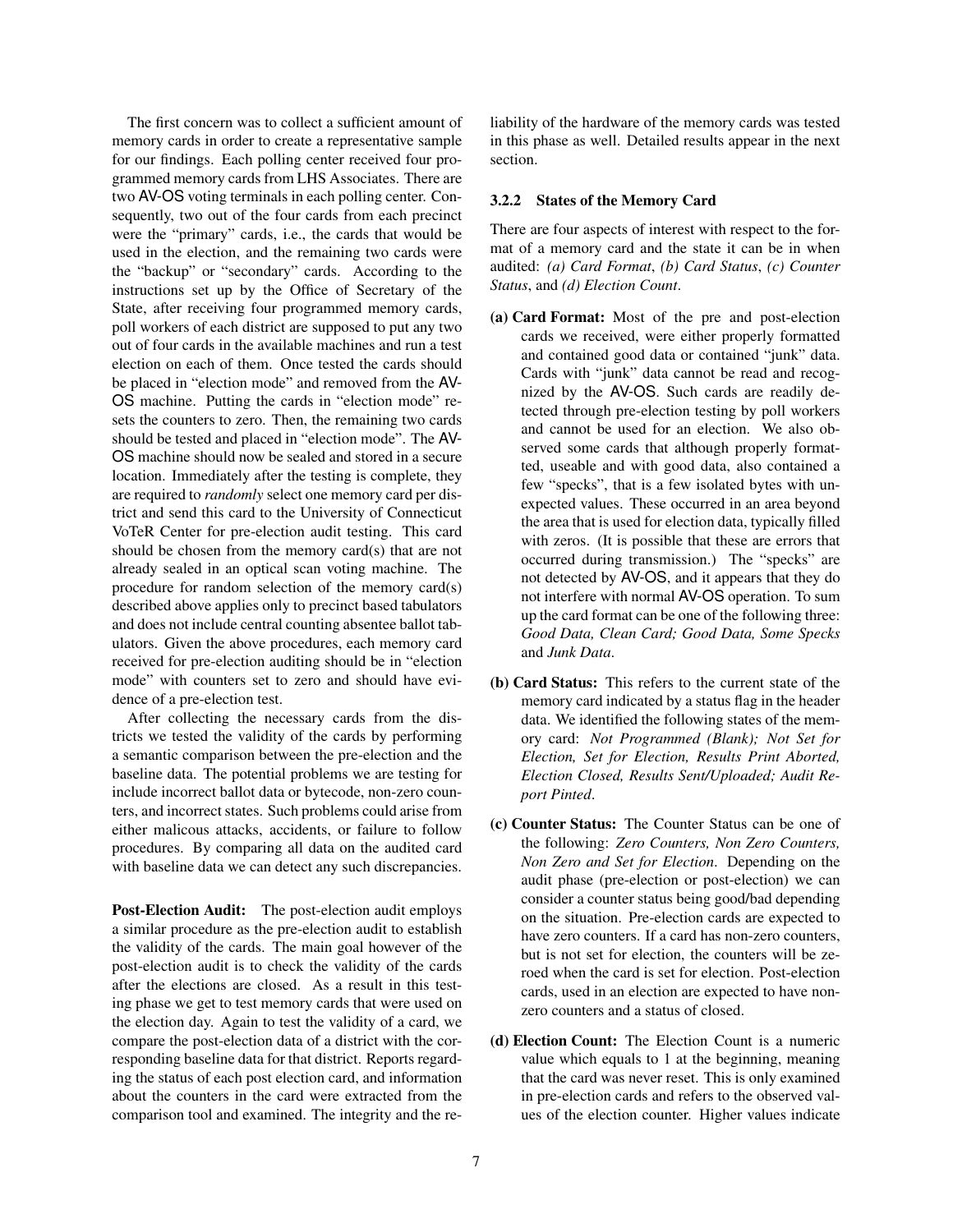The first concern was to collect a sufficient amount of memory cards in order to create a representative sample for our findings. Each polling center received four programmed memory cards from LHS Associates. There are two AV-OS voting terminals in each polling center. Consequently, two out of the four cards from each precinct were the "primary" cards, i.e., the cards that would be used in the election, and the remaining two cards were the "backup" or "secondary" cards. According to the instructions set up by the Office of Secretary of the State, after receiving four programmed memory cards, poll workers of each district are supposed to put any two out of four cards in the available machines and run a test election on each of them. Once tested the cards should be placed in "election mode" and removed from the AV-OS machine. Putting the cards in "election mode" resets the counters to zero. Then, the remaining two cards should be tested and placed in "election mode". The AV-OS machine should now be sealed and stored in a secure location. Immediately after the testing is complete, they are required to *randomly* select one memory card per district and send this card to the University of Connecticut VoTeR Center for pre-election audit testing. This card should be chosen from the memory card(s) that are not already sealed in an optical scan voting machine. The procedure for random selection of the memory card(s) described above applies only to precinct based tabulators and does not include central counting absentee ballot tabulators. Given the above procedures, each memory card received for pre-election auditing should be in "election mode" with counters set to zero and should have evidence of a pre-election test.

After collecting the necessary cards from the districts we tested the validity of the cards by performing a semantic comparison between the pre-election and the baseline data. The potential problems we are testing for include incorrect ballot data or bytecode, non-zero counters, and incorrect states. Such problems could arise from either malicous attacks, accidents, or failure to follow procedures. By comparing all data on the audited card with baseline data we can detect any such discrepancies.

**Post-Election Audit:** The post-election audit employs a similar procedure as the pre-election audit to establish the validity of the cards. The main goal however of the post-election audit is to check the validity of the cards after the elections are closed. As a result in this testing phase we get to test memory cards that were used on the election day. Again to test the validity of a card, we compare the post-election data of a district with the corresponding baseline data for that district. Reports regarding the status of each post election card, and information about the counters in the card were extracted from the comparison tool and examined. The integrity and the reliability of the hardware of the memory cards was tested in this phase as well. Detailed results appear in the next section.

### 3.2.2 States of the Memory Card

There are four aspects of interest with respect to the format of a memory card and the state it can be in when audited: *(a) Card Format*, *(b) Card Status*, *(c) Counter Status*, and *(d) Election Count*.

- **(a) Card Format:** Most of the pre and post-election cards we received, were either properly formatted and contained good data or contained "junk" data. Cards with "junk" data cannot be read and recognized by the AV-OS. Such cards are readily detected through pre-election testing by poll workers and cannot be used for an election. We also observed some cards that although properly formatted, useable and with good data, also contained a few "specks", that is a few isolated bytes with unexpected values. These occurred in an area beyond the area that is used for election data, typically filled with zeros. (It is possible that these are errors that occurred during transmission.) The "specks" are not detected by AV-OS, and it appears that they do not interfere with normal AV-OS operation. To sum up the card format can be one of the following three: *Good Data, Clean Card; Good Data, Some Specks* and *Junk Data*.

- **(b) Card Status:** This refers to the current state of the memory card indicated by a status flag in the header data. We identified the following states of the memory card: *Not Programmed (Blank); Not Set for Election, Set for Election, Results Print Aborted, Election Closed, Results Sent/Uploaded; Audit Report Pinted*.

- **(c) Counter Status:** The Counter Status can be one of the following: *Zero Counters, Non Zero Counters, Non Zero and Set for Election*. Depending on the audit phase (pre-election or post-election) we can consider a counter status being good/bad depending on the situation. Pre-election cards are expected to have zero counters. If a card has non-zero counters, but is not set for election, the counters will be zeroed when the card is set for election. Post-election cards, used in an election are expected to have non-zero counters and a status of closed.

- **(d) Election Count:** The Election Count is a numeric value which equals to 1 at the beginning, meaning that the card was never reset. This is only examined in pre-election cards and refers to the observed values of the election counter. Higher values indicate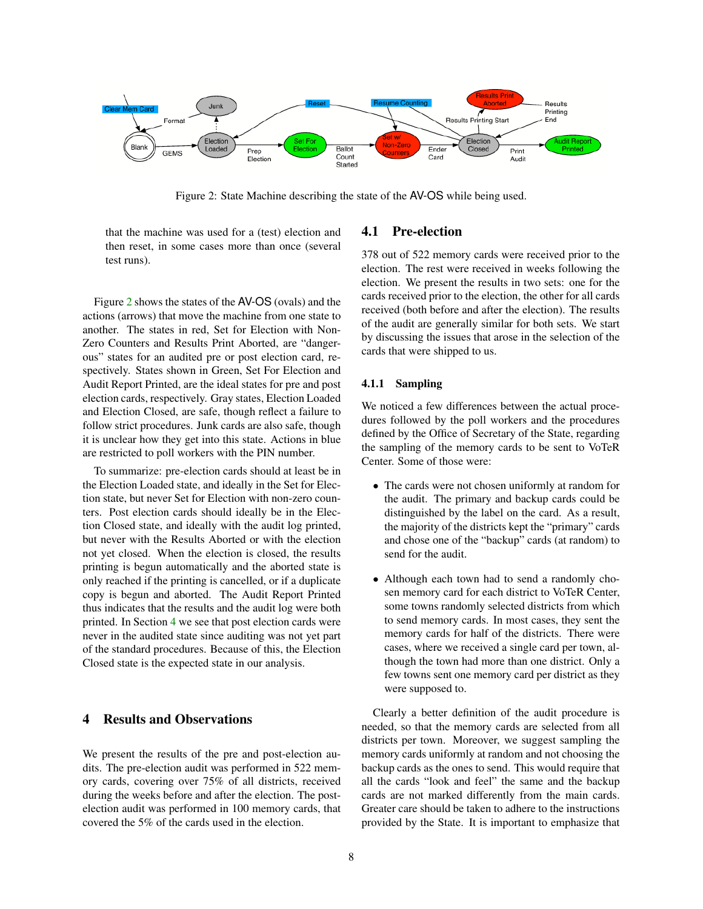Figure 2: State Machine describing the state of the AV-OS while being used.

that the machine was used for a (test) election and then reset, in some cases more than once (several test runs).

Figure 2 shows the states of the AV-OS (ovals) and the actions (arrows) that move the machine from one state to another. The states in red, Set for Election with Non-Zero Counters and Results Print Aborted, are "dangerous" states for an audited pre or post election card, respectively. States shown in Green, Set For Election and Audit Report Printed, are the ideal states for pre and post election cards, respectively. Gray states, Election Loaded and Election Closed, are safe, though reflect a failure to follow strict procedures. Junk cards are also safe, though it is unclear how they get into this state. Actions in blue are restricted to poll workers with the PIN number.

To summarize: pre-election cards should at least be in the Election Loaded state, and ideally in the Set for Election state, but never Set for Election with non-zero counters. Post election cards should ideally be in the Election Closed state, and ideally with the audit log printed, but never with the Results Aborted or with the election not yet closed. When the election is closed, the results printing is begun automatically and the aborted state is only reached if the printing is cancelled, or if a duplicate copy is begun and aborted. The Audit Report Printed thus indicates that the results and the audit log were both printed. In Section 4 we see that post election cards were never in the audited state since auditing was not yet part of the standard procedures. Because of this, the Election Closed state is the expected state in our analysis.

## 4 Results and Observations

We present the results of the pre and post-election audits. The pre-election audit was performed in 522 memory cards, covering over 75% of all districts, received during the weeks before and after the election. The post-election audit was performed in 100 memory cards, that covered the 5% of the cards used in the election.

### 4.1 Pre-election

378 out of 522 memory cards were received prior to the election. The rest were received in weeks following the election. We present the results in two sets: one for the cards received prior to the election, the other for all cards received (both before and after the election). The results of the audit are generally similar for both sets. We start by discussing the issues that arose in the selection of the cards that were shipped to us.

#### 4.1.1 Sampling

We noticed a few differences between the actual procedures followed by the poll workers and the procedures defined by the Office of Secretary of the State, regarding the sampling of the memory cards to be sent to VoTeR Center. Some of those were:

- The cards were not chosen uniformly at random for the audit. The primary and backup cards could be distinguished by the label on the card. As a result, the majority of the districts kept the "primary" cards and chose one of the "backup" cards (at random) to send for the audit.
- Although each town had to send a randomly chosen memory card for each district to VoTeR Center, some towns randomly selected districts from which to send memory cards. In most cases, they sent the memory cards for half of the districts. There were cases, where we received a single card per town, although the town had more than one district. Only a few towns sent one memory card per district as they were supposed to.

Clearly a better definition of the audit procedure is needed, so that the memory cards are selected from all districts per town. Moreover, we suggest sampling the memory cards uniformly at random and not choosing the backup cards as the ones to send. This would require that all the cards "look and feel" the same and the backup cards are not marked differently from the main cards. Greater care should be taken to adhere to the instructions provided by the State. It is important to emphasize that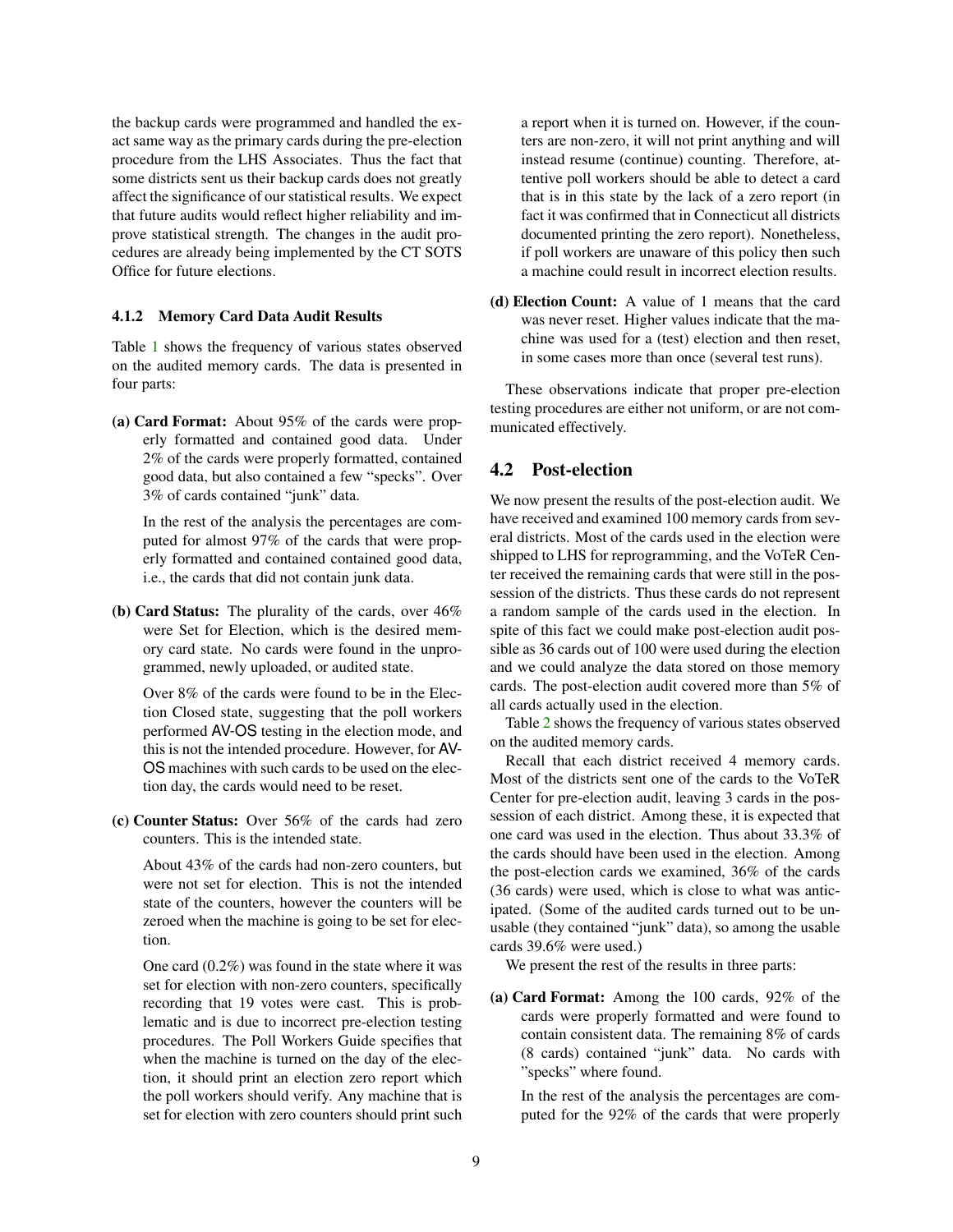the backup cards were programmed and handled the exact same way as the primary cards during the pre-election procedure from the LHS Associates. Thus the fact that some districts sent us their backup cards does not greatly affect the significance of our statistical results. We expect that future audits would reflect higher reliability and improve statistical strength. The changes in the audit procedures are already being implemented by the CT SOTS Office for future elections.

#### 4.1.2 Memory Card Data Audit Results

Table 1 shows the frequency of various states observed on the audited memory cards. The data is presented in four parts:

**(a) Card Format:** About 95% of the cards were properly formatted and contained good data. Under 2% of the cards were properly formatted, contained good data, but also contained a few "specks". Over 3% of cards contained "junk" data.

In the rest of the analysis the percentages are computed for almost 97% of the cards that were properly formatted and contained contained good data, i.e., the cards that did not contain junk data.

**(b) Card Status:** The plurality of the cards, over 46% were Set for Election, which is the desired memory card state. No cards were found in the unprogrammed, newly uploaded, or audited state.

Over 8% of the cards were found to be in the Election Closed state, suggesting that the poll workers performed AV-OS testing in the election mode, and this is not the intended procedure. However, for AV-OS machines with such cards to be used on the election day, the cards would need to be reset.

**(c) Counter Status:** Over 56% of the cards had zero counters. This is the intended state.

About 43% of the cards had non-zero counters, but were not set for election. This is not the intended state of the counters, however the counters will be zeroed when the machine is going to be set for election.

One card (0.2%) was found in the state where it was set for election with non-zero counters, specifically recording that 19 votes were cast. This is problematic and is due to incorrect pre-election testing procedures. The Poll Workers Guide specifies that when the machine is turned on the day of the election, it should print an election zero report which the poll workers should verify. Any machine that is set for election with zero counters should print such a report when it is turned on. However, if the counters are non-zero, it will not print anything and will instead resume (continue) counting. Therefore, attentive poll workers should be able to detect a card that is in this state by the lack of a zero report (in fact it was confirmed that in Connecticut all districts documented printing the zero report). Nonetheless, if poll workers are unaware of this policy then such a machine could result in incorrect election results.

**(d) Election Count:** A value of 1 means that the card was never reset. Higher values indicate that the machine was used for a (test) election and then reset, in some cases more than once (several test runs).

These observations indicate that proper pre-election testing procedures are either not uniform, or are not communicated effectively.

## 4.2 Post-election

We now present the results of the post-election audit. We have received and examined 100 memory cards from several districts. Most of the cards used in the election were shipped to LHS for reprogramming, and the VoTeR Center received the remaining cards that were still in the possession of the districts. Thus these cards do not represent a random sample of the cards used in the election. In spite of this fact we could make post-election audit possible as 36 cards out of 100 were used during the election and we could analyze the data stored on those memory cards. The post-election audit covered more than 5% of all cards actually used in the election.

Table 2 shows the frequency of various states observed on the audited memory cards.

Recall that each district received 4 memory cards. Most of the districts sent one of the cards to the VoTeR Center for pre-election audit, leaving 3 cards in the possession of each district. Among these, it is expected that one card was used in the election. Thus about 33.3% of the cards should have been used in the election. Among the post-election cards we examined, 36% of the cards (36 cards) were used, which is close to what was anticipated. (Some of the audited cards turned out to be unusable (they contained "junk" data), so among the usable cards 39.6% were used.)

We present the rest of the results in three parts:

**(a) Card Format:** Among the 100 cards, 92% of the cards were properly formatted and were found to contain consistent data. The remaining 8% of cards (8 cards) contained "junk" data. No cards with "specks" where found.

In the rest of the analysis the percentages are computed for the 92% of the cards that were properly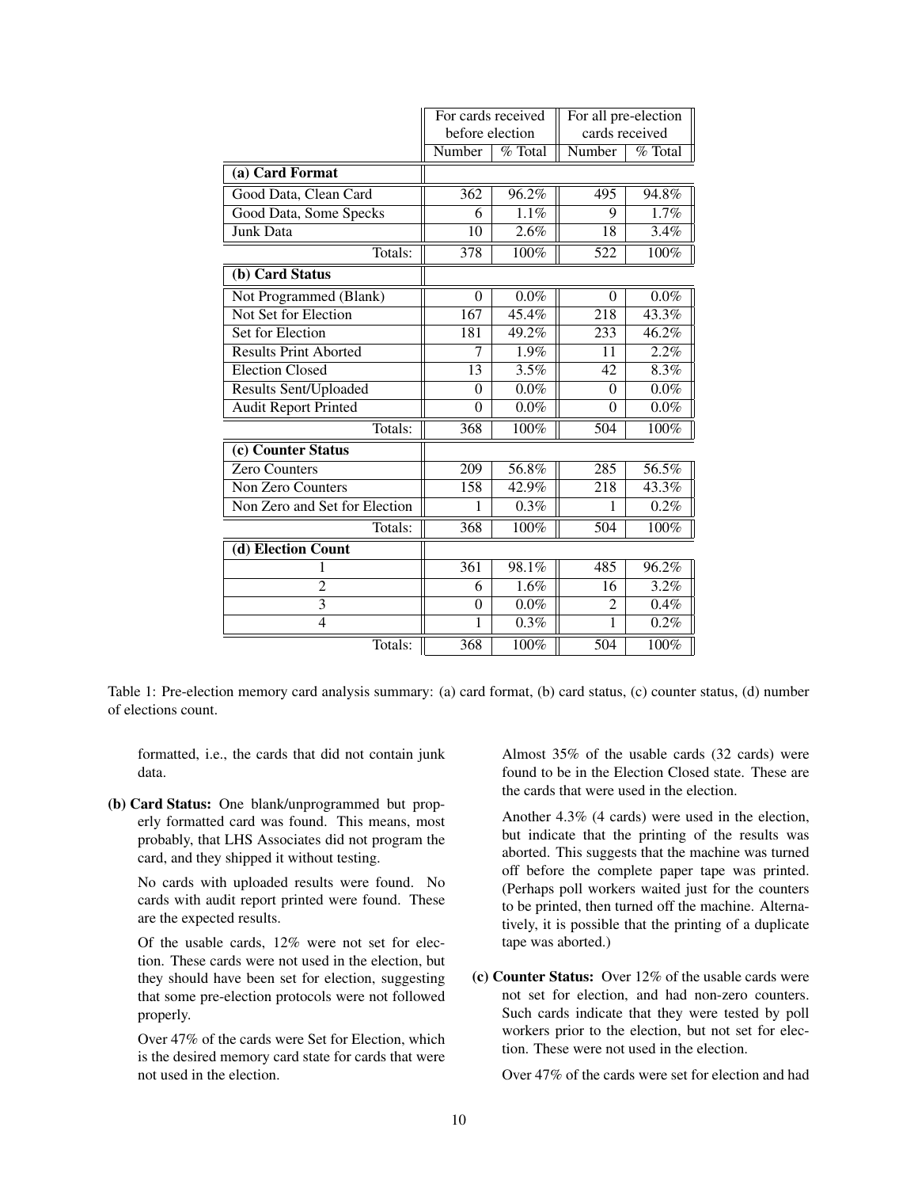| | For cards received before election | | For all pre-election cards received | |
|---|---|---|---|---|
| | Number | % Total | Number | % Total |
| **(a) Card Format** | | | | |
| Good Data, Clean Card | 362 | 96.2% | 495 | 94.8% |
| Good Data, Some Specks | 6 | 1.1% | 9 | 1.7% |
| Junk Data | 10 | 2.6% | 18 | 3.4% |
| Totals: | 378 | 100% | 522 | 100% |
| **(b) Card Status** | | | | |
| Not Programmed (Blank) | 0 | 0.0% | 0 | 0.0% |
| Not Set for Election | 167 | 45.4% | 218 | 43.3% |
| Set for Election | 181 | 49.2% | 233 | 46.2% |
| Results Print Aborted | 7 | 1.9% | 11 | 2.2% |
| Election Closed | 13 | 3.5% | 42 | 8.3% |
| Results Sent/Uploaded | 0 | 0.0% | 0 | 0.0% |
| Audit Report Printed | 0 | 0.0% | 0 | 0.0% |
| Totals: | 368 | 100% | 504 | 100% |
| **(c) Counter Status** | | | | |
| Zero Counters | 209 | 56.8% | 285 | 56.5% |
| Non Zero Counters | 158 | 42.9% | 218 | 43.3% |
| Non Zero and Set for Election | 1 | 0.3% | 1 | 0.2% |
| Totals: | 368 | 100% | 504 | 100% |
| **(d) Election Count** | | | | |
| 1 | 361 | 98.1% | 485 | 96.2% |
| 2 | 6 | 1.6% | 16 | 3.2% |
| 3 | 0 | 0.0% | 2 | 0.4% |
| 4 | 1 | 0.3% | 1 | 0.2% |
| Totals: | 368 | 100% | 504 | 100% |

Table 1: Pre-election memory card analysis summary: (a) card format, (b) card status, (c) counter status, (d) number of elections count.

formatted, i.e., the cards that did not contain junk data.

**(b) Card Status:** One blank/unprogrammed but properly formatted card was found. This means, most probably, that LHS Associates did not program the card, and they shipped it without testing.

No cards with uploaded results were found. No cards with audit report printed were found. These are the expected results.

Of the usable cards, 12% were not set for election. These cards were not used in the election, but they should have been set for election, suggesting that some pre-election protocols were not followed properly.

Over 47% of the cards were Set for Election, which is the desired memory card state for cards that were not used in the election.

Almost 35% of the usable cards (32 cards) were found to be in the Election Closed state. These are the cards that were used in the election.

Another 4.3% (4 cards) were used in the election, but indicate that the printing of the results was aborted. This suggests that the machine was turned off before the complete paper tape was printed. (Perhaps poll workers waited just for the counters to be printed, then turned off the machine. Alternatively, it is possible that the printing of a duplicate tape was aborted.)

**(c) Counter Status:** Over 12% of the usable cards were not set for election, and had non-zero counters. Such cards indicate that they were tested by poll workers prior to the election, but not set for election. These were not used in the election.

Over 47% of the cards were set for election and had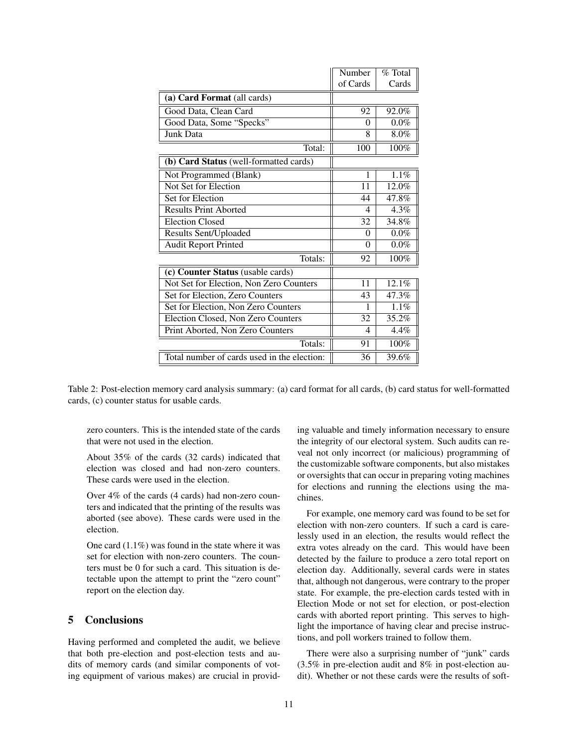| | Number of Cards | % Total Cards |
|---|---|---|
| **(a) Card Format** (all cards) | | |
| Good Data, Clean Card | 92 | 92.0% |
| Good Data, Some "Specks" | 0 | 0.0% |
| Junk Data | 8 | 8.0% |
| Total: | 100 | 100% |
| **(b) Card Status** (well-formatted cards) | | |
| Not Programmed (Blank) | 1 | 1.1% |
| Not Set for Election | 11 | 12.0% |
| Set for Election | 44 | 47.8% |
| Results Print Aborted | 4 | 4.3% |
| Election Closed | 32 | 34.8% |
| Results Sent/Uploaded | 0 | 0.0% |
| Audit Report Printed | 0 | 0.0% |
| Totals: | 92 | 100% |
| **(c) Counter Status** (usable cards) | | |
| Not Set for Election, Non Zero Counters | 11 | 12.1% |
| Set for Election, Zero Counters | 43 | 47.3% |
| Set for Election, Non Zero Counters | 1 | 1.1% |
| Election Closed, Non Zero Counters | 32 | 35.2% |
| Print Aborted, Non Zero Counters | 4 | 4.4% |
| Totals: | 91 | 100% |
| Total number of cards used in the election: | 36 | 39.6% |

Table 2: Post-election memory card analysis summary: (a) card format for all cards, (b) card status for well-formatted cards, (c) counter status for usable cards.

zero counters. This is the intended state of the cards that were not used in the election.

About 35% of the cards (32 cards) indicated that election was closed and had non-zero counters. These cards were used in the election.

Over 4% of the cards (4 cards) had non-zero counters and indicated that the printing of the results was aborted (see above). These cards were used in the election.

One card (1.1%) was found in the state where it was set for election with non-zero counters. The counters must be 0 for such a card. This situation is detectable upon the attempt to print the "zero count" report on the election day.

## 5 Conclusions

Having performed and completed the audit, we believe that both pre-election and post-election tests and audits of memory cards (and similar components of voting equipment of various makes) are crucial in providing valuable and timely information necessary to ensure the integrity of our electoral system. Such audits can reveal not only incorrect (or malicious) programming of the customizable software components, but also mistakes or oversights that can occur in preparing voting machines for elections and running the elections using the machines.

For example, one memory card was found to be set for election with non-zero counters. If such a card is carelessly used in an election, the results would reflect the extra votes already on the card. This would have been detected by the failure to produce a zero total report on election day. Additionally, several cards were in states that, although not dangerous, were contrary to the proper state. For example, the pre-election cards tested with in Election Mode or not set for election, or post-election cards with aborted report printing. This serves to highlight the importance of having clear and precise instructions, and poll workers trained to follow them.

There were also a surprising number of "junk" cards (3.5% in pre-election audit and 8% in post-election audit). Whether or not these cards were the results of soft-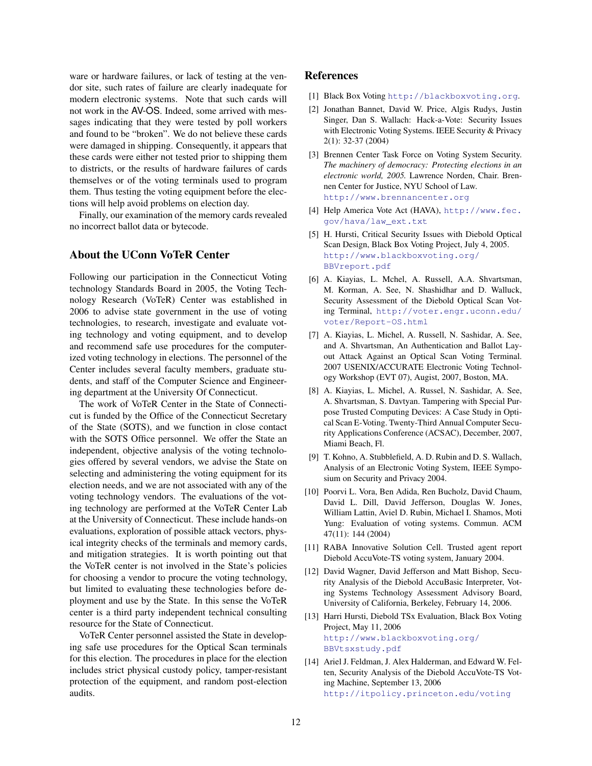ware or hardware failures, or lack of testing at the vendor site, such rates of failure are clearly inadequate for modern electronic systems. Note that such cards will not work in the AV-OS. Indeed, some arrived with messages indicating that they were tested by poll workers and found to be "broken". We do not believe these cards were damaged in shipping. Consequently, it appears that these cards were either not tested prior to shipping them to districts, or the results of hardware failures of cards themselves or of the voting terminals used to program them. Thus testing the voting equipment before the elections will help avoid problems on election day.

Finally, our examination of the memory cards revealed no incorrect ballot data or bytecode.

## About the UConn VoTeR Center

Following our participation in the Connecticut Voting technology Standards Board in 2005, the Voting Technology Research (VoTeR) Center was established in 2006 to advise state government in the use of voting technologies, to research, investigate and evaluate voting technology and voting equipment, and to develop and recommend safe use procedures for the computerized voting technology in elections. The personnel of the Center includes several faculty members, graduate students, and staff of the Computer Science and Engineering department at the University Of Connecticut.

The work of VoTeR Center in the State of Connecticut is funded by the Office of the Connecticut Secretary of the State (SOTS), and we function in close contact with the SOTS Office personnel. We offer the State an independent, objective analysis of the voting technologies offered by several vendors, we advise the State on selecting and administering the voting equipment for its election needs, and we are not associated with any of the voting technology vendors. The evaluations of the voting technology are performed at the VoTeR Center Lab at the University of Connecticut. These include hands-on evaluations, exploration of possible attack vectors, physical integrity checks of the terminals and memory cards, and mitigation strategies. It is worth pointing out that the VoTeR center is not involved in the State's policies for choosing a vendor to procure the voting technology, but limited to evaluating these technologies before deployment and use by the State. In this sense the VoTeR center is a third party independent technical consulting resource for the State of Connecticut.

VoTeR Center personnel assisted the State in developing safe use procedures for the Optical Scan terminals for this election. The procedures in place for the election includes strict physical custody policy, tamper-resistant protection of the equipment, and random post-election audits.

## References

[1] Black Box Voting http://blackboxvoting.org.

[2] Jonathan Bannet, David W. Price, Algis Rudys, Justin Singer, Dan S. Wallach: Hack-a-Vote: Security Issues with Electronic Voting Systems. IEEE Security & Privacy 2(1): 32-37 (2004)

[3] Brennen Center Task Force on Voting System Security. *The machinery of democracy: Protecting elections in an electronic world, 2005.* Lawrence Norden, Chair. Brennen Center for Justice, NYU School of Law. http://www.brennancenter.org

[4] Help America Vote Act (HAVA), http://www.fec.gov/hava/law_ext.txt

[5] H. Hursti, Critical Security Issues with Diebold Optical Scan Design, Black Box Voting Project, July 4, 2005. http://www.blackboxvoting.org/BBVreport.pdf

[6] A. Kiayias, L. Mchel, A. Russell, A.A. Shvartsman, M. Korman, A. See, N. Shashidhar and D. Walluck, Security Assessment of the Diebold Optical Scan Voting Terminal, http://voter.engr.uconn.edu/voter/Report-OS.html

[7] A. Kiayias, L. Michel, A. Russell, N. Sashidar, A. See, and A. Shvartsman, An Authentication and Ballot Layout Attack Against an Optical Scan Voting Terminal. 2007 USENIX/ACCURATE Electronic Voting Technology Workshop (EVT 07), Augist, 2007, Boston, MA.

[8] A. Kiayias, L. Michel, A. Russel, N. Sashidar, A. See, A. Shvartsman, S. Davtyan. Tampering with Special Purpose Trusted Computing Devices: A Case Study in Optical Scan E-Voting. Twenty-Third Annual Computer Security Applications Conference (ACSAC), December, 2007, Miami Beach, Fl.

[9] T. Kohno, A. Stubblefield, A. D. Rubin and D. S. Wallach, Analysis of an Electronic Voting System, IEEE Symposium on Security and Privacy 2004.

[10] Poorvi L. Vora, Ben Adida, Ren Bucholz, David Chaum, David L. Dill, David Jefferson, Douglas W. Jones, William Lattin, Aviel D. Rubin, Michael I. Shamos, Moti Yung: Evaluation of voting systems. Commun. ACM 47(11): 144 (2004)

[11] RABA Innovative Solution Cell. Trusted agent report Diebold AccuVote-TS voting system, January 2004.

[12] David Wagner, David Jefferson and Matt Bishop, Security Analysis of the Diebold AccuBasic Interpreter, Voting Systems Technology Assessment Advisory Board, University of California, Berkeley, February 14, 2006.

[13] Harri Hursti, Diebold TSx Evaluation, Black Box Voting Project, May 11, 2006 http://www.blackboxvoting.org/BBVtsxstudy.pdf

[14] Ariel J. Feldman, J. Alex Halderman, and Edward W. Felten, Security Analysis of the Diebold AccuVote-TS Voting Machine, September 13, 2006 http://itpolicy.princeton.edu/voting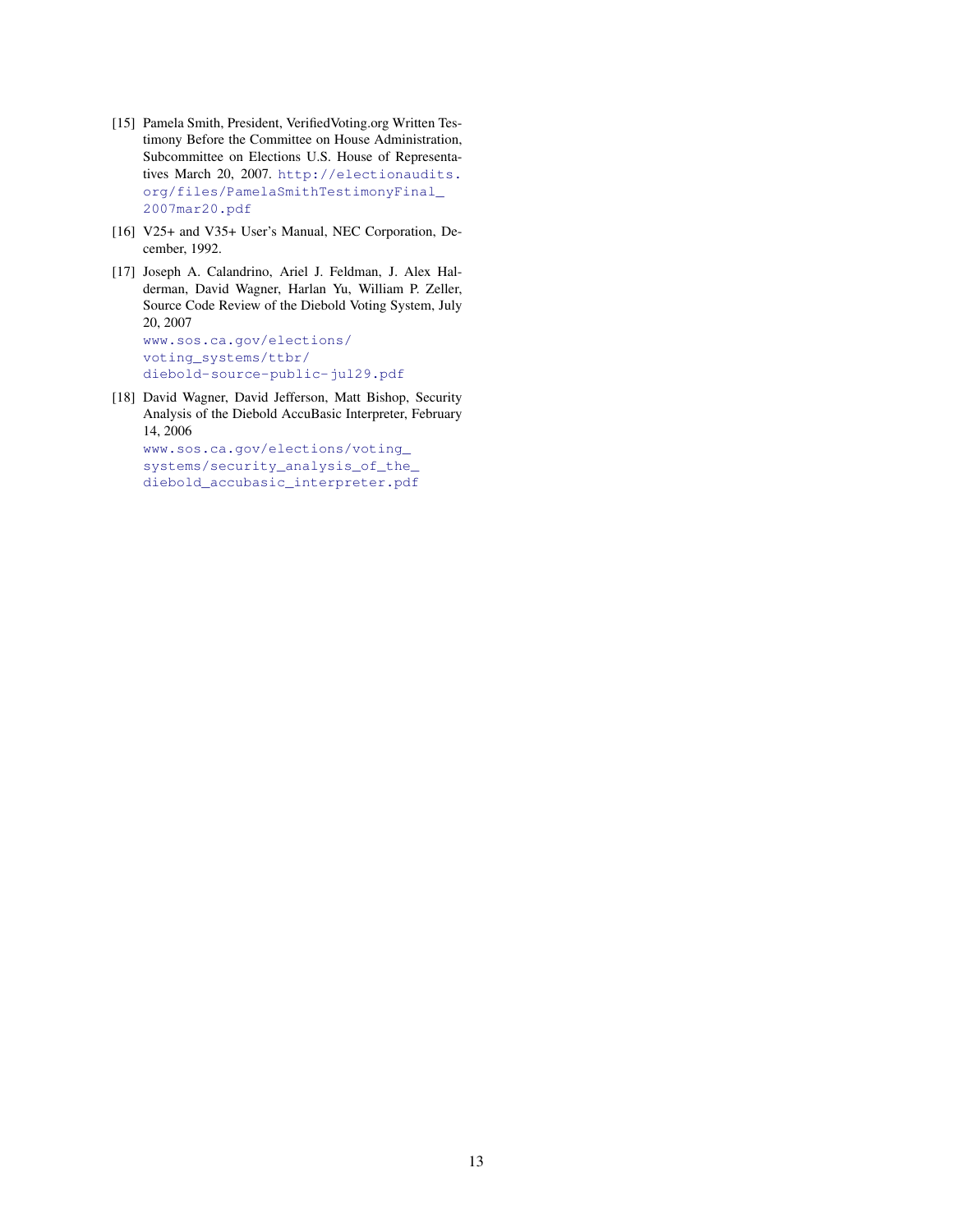[15] Pamela Smith, President, VerifiedVoting.org Written Testimony Before the Committee on House Administration, Subcommittee on Elections U.S. House of Representatives March 20, 2007. http://electionaudits.org/files/PamelaSmithTestimonyFinal_2007mar20.pdf

[16] V25+ and V35+ User's Manual, NEC Corporation, December, 1992.

[17] Joseph A. Calandrino, Ariel J. Feldman, J. Alex Halderman, David Wagner, Harlan Yu, William P. Zeller, Source Code Review of the Diebold Voting System, July 20, 2007 www.sos.ca.gov/elections/voting_systems/ttbr/diebold-source-public-jul29.pdf

[18] David Wagner, David Jefferson, Matt Bishop, Security Analysis of the Diebold AccuBasic Interpreter, February 14, 2006 www.sos.ca.gov/elections/voting_systems/security_analysis_of_the_diebold_accubasic_interpreter.pdf